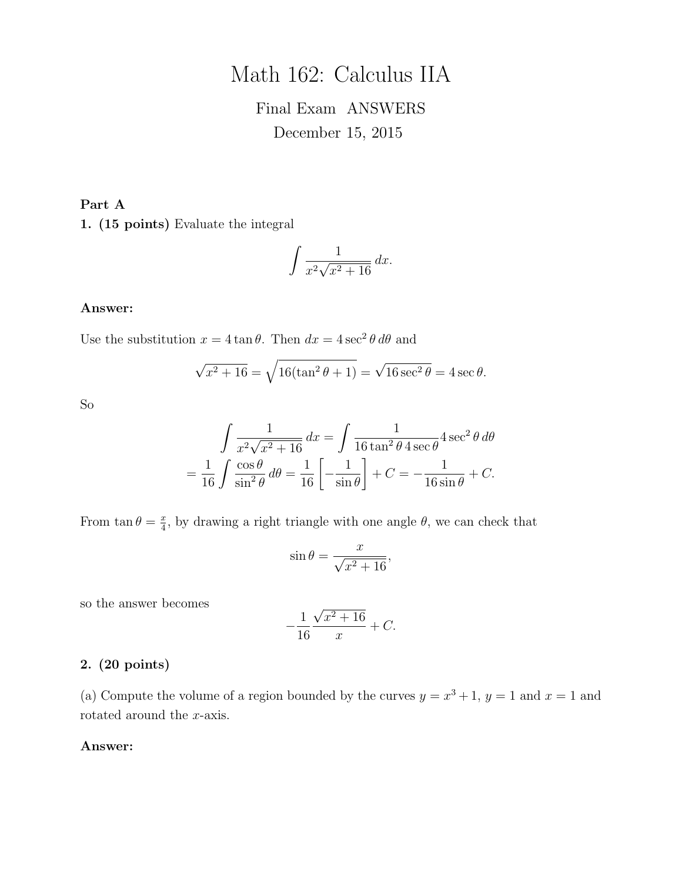# Math 162: Calculus IIA

Final Exam ANSWERS

December 15, 2015

**Part A**

**1. (15 points)** Evaluate the integral

$$\int \frac{1}{x^2\sqrt{x^2+16}}\,dx.$$

**Answer:**

Use the substitution $x = 4\tan\theta$. Then $dx = 4\sec^2\theta\,d\theta$ and

$$\sqrt{x^2+16} = \sqrt{16(\tan^2\theta+1)} = \sqrt{16\sec^2\theta} = 4\sec\theta.$$

So

$$\int \frac{1}{x^2\sqrt{x^2+16}}\,dx = \int \frac{1}{16\tan^2\theta\, 4\sec\theta} 4\sec^2\theta\,d\theta$$
$$= \frac{1}{16}\int \frac{\cos\theta}{\sin^2\theta}\,d\theta = \frac{1}{16}\left[-\frac{1}{\sin\theta}\right] + C = -\frac{1}{16\sin\theta} + C.$$

From $\tan\theta = \frac{x}{4}$, by drawing a right triangle with one angle $\theta$, we can check that

$$\sin\theta = \frac{x}{\sqrt{x^2+16}},$$

so the answer becomes

$$-\frac{1}{16}\frac{\sqrt{x^2+16}}{x} + C.$$

**2. (20 points)**

(a) Compute the volume of a region bounded by the curves $y = x^3 + 1$, $y = 1$ and $x = 1$ and rotated around the $x$-axis.

**Answer:**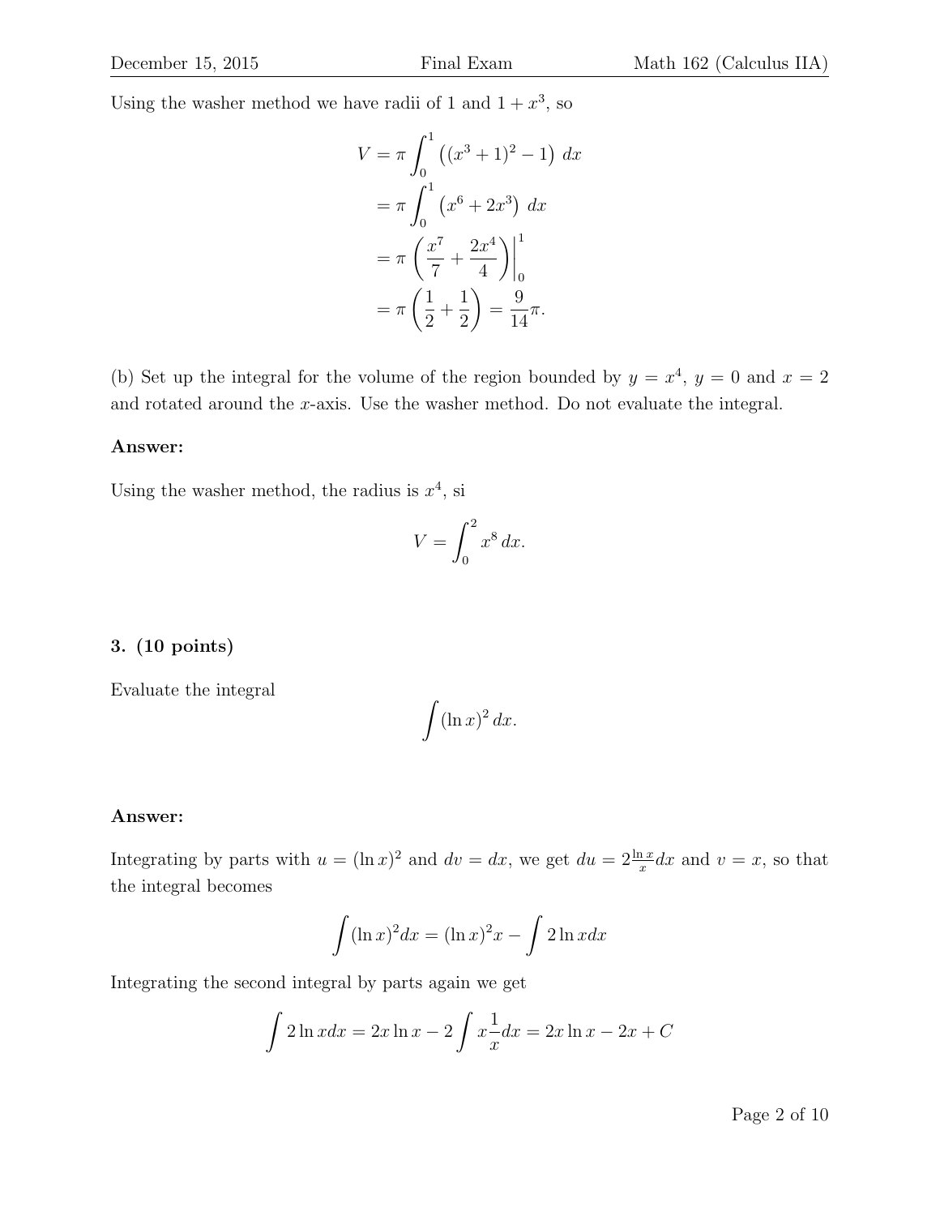Using the washer method we have radii of 1 and $1 + x^3$, so

$$
\begin{aligned}
V &= \pi \int_0^1 \left( (x^3 + 1)^2 - 1 \right) \, dx \\
&= \pi \int_0^1 \left( x^6 + 2x^3 \right) \, dx \\
&= \pi \left( \frac{x^7}{7} + \frac{2x^4}{4} \right) \Big|_0^1 \\
&= \pi \left( \frac{1}{2} + \frac{1}{2} \right) = \frac{9}{14}\pi.
\end{aligned}
$$

(b) Set up the integral for the volume of the region bounded by $y = x^4$, $y = 0$ and $x = 2$ and rotated around the $x$-axis. Use the washer method. Do not evaluate the integral.

**Answer:**

Using the washer method, the radius is $x^4$, si

$$V = \int_0^2 x^8 \, dx.$$

**3. (10 points)**

Evaluate the integral

$$\int (\ln x)^2 \, dx.$$

**Answer:**

Integrating by parts with $u = (\ln x)^2$ and $dv = dx$, we get $du = 2\frac{\ln x}{x} dx$ and $v = x$, so that the integral becomes

$$\int (\ln x)^2 dx = (\ln x)^2 x - \int 2 \ln x dx$$

Integrating the second integral by parts again we get

$$\int 2 \ln x dx = 2x \ln x - 2 \int x \frac{1}{x} dx = 2x \ln x - 2x + C$$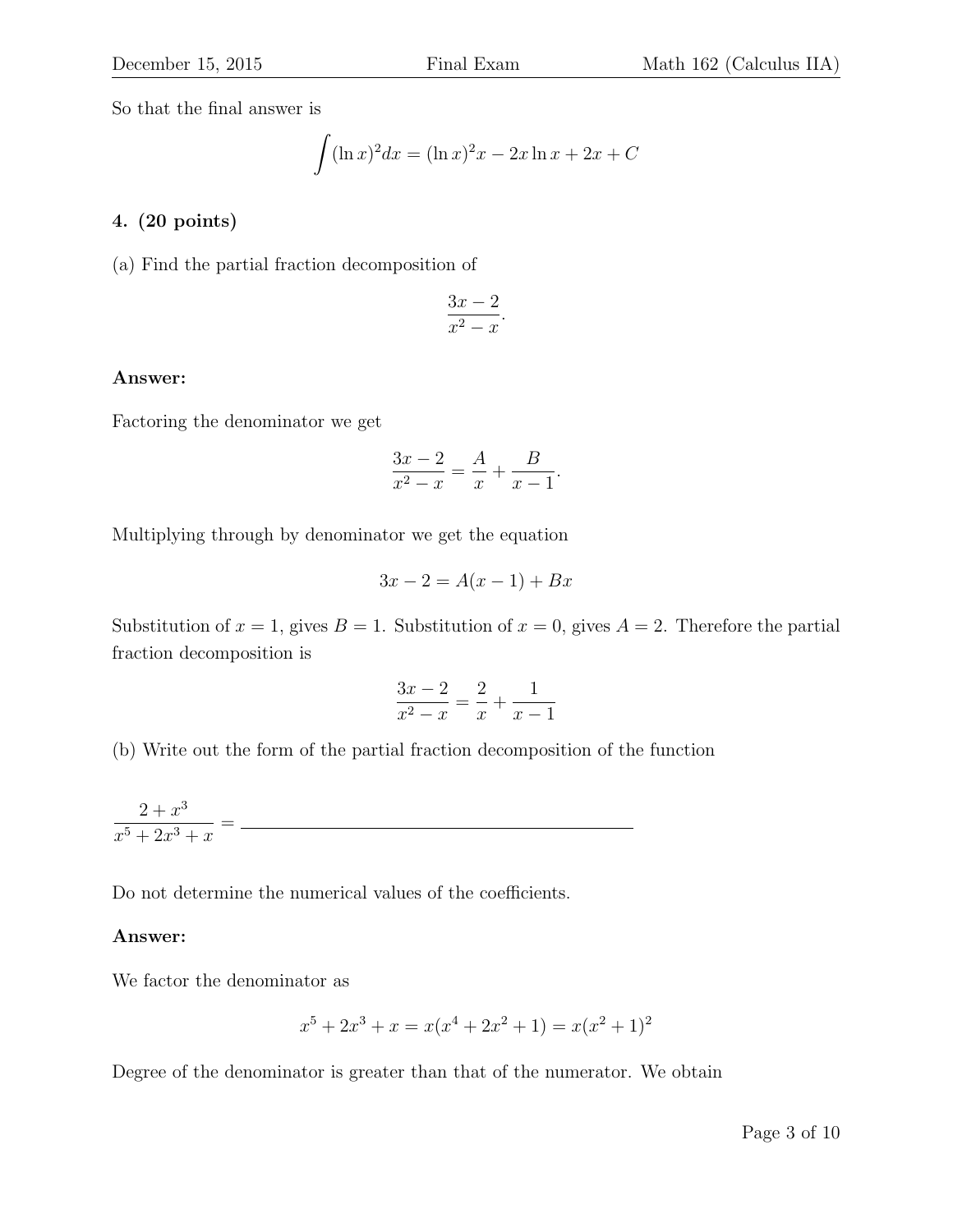So that the final answer is

$$\int (\ln x)^2 dx = (\ln x)^2 x - 2x \ln x + 2x + C$$

**4. (20 points)**

(a) Find the partial fraction decomposition of

$$\frac{3x-2}{x^2-x}.$$

**Answer:**

Factoring the denominator we get

$$\frac{3x-2}{x^2-x} = \frac{A}{x} + \frac{B}{x-1}.$$

Multiplying through by denominator we get the equation

$$3x - 2 = A(x-1) + Bx$$

Substitution of $x = 1$, gives $B = 1$. Substitution of $x = 0$, gives $A = 2$. Therefore the partial fraction decomposition is

$$\frac{3x-2}{x^2-x} = \frac{2}{x} + \frac{1}{x-1}$$

(b) Write out the form of the partial fraction decomposition of the function

$$\frac{2+x^3}{x^5+2x^3+x} = \rule{6cm}{0.4pt}$$

Do not determine the numerical values of the coefficients.

**Answer:**

We factor the denominator as

$$x^5 + 2x^3 + x = x(x^4 + 2x^2 + 1) = x(x^2+1)^2$$

Degree of the denominator is greater than that of the numerator. We obtain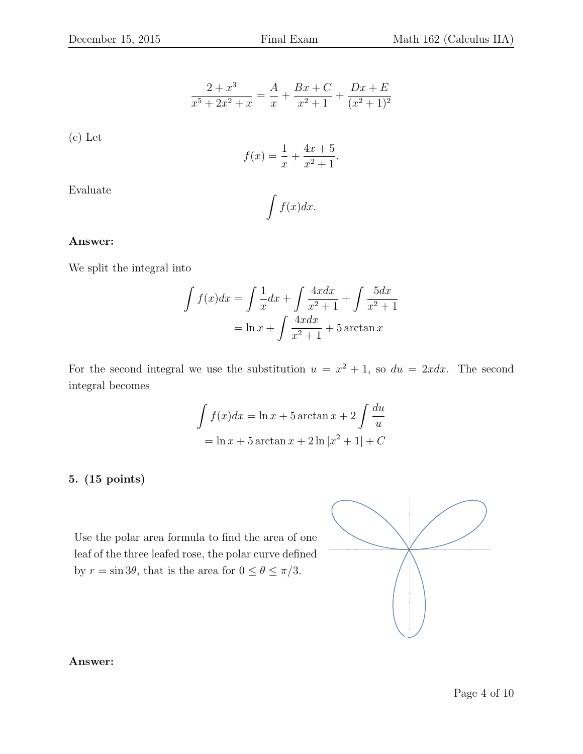$$\frac{2+x^3}{x^5+2x^2+x} = \frac{A}{x} + \frac{Bx+C}{x^2+1} + \frac{Dx+E}{(x^2+1)^2}$$

(c) Let

$$f(x) = \frac{1}{x} + \frac{4x+5}{x^2+1}.$$

Evaluate

$$\int f(x)dx.$$

**Answer:**

We split the integral into

$$\begin{aligned}
\int f(x)dx &= \int \frac{1}{x}dx + \int \frac{4xdx}{x^2+1} + \int \frac{5dx}{x^2+1} \\
&= \ln x + \int \frac{4xdx}{x^2+1} + 5\arctan x
\end{aligned}$$

For the second integral we use the substitution $u = x^2+1$, so $du = 2xdx$. The second integral becomes

$$\begin{aligned}
\int f(x)dx &= \ln x + 5\arctan x + 2\int \frac{du}{u} \\
&= \ln x + 5\arctan x + 2\ln|x^2+1| + C
\end{aligned}$$

**5. (15 points)**

Use the polar area formula to find the area of one leaf of the three leafed rose, the polar curve defined by $r = \sin 3\theta$, that is the area for $0 \le \theta \le \pi/3$.

**Answer:**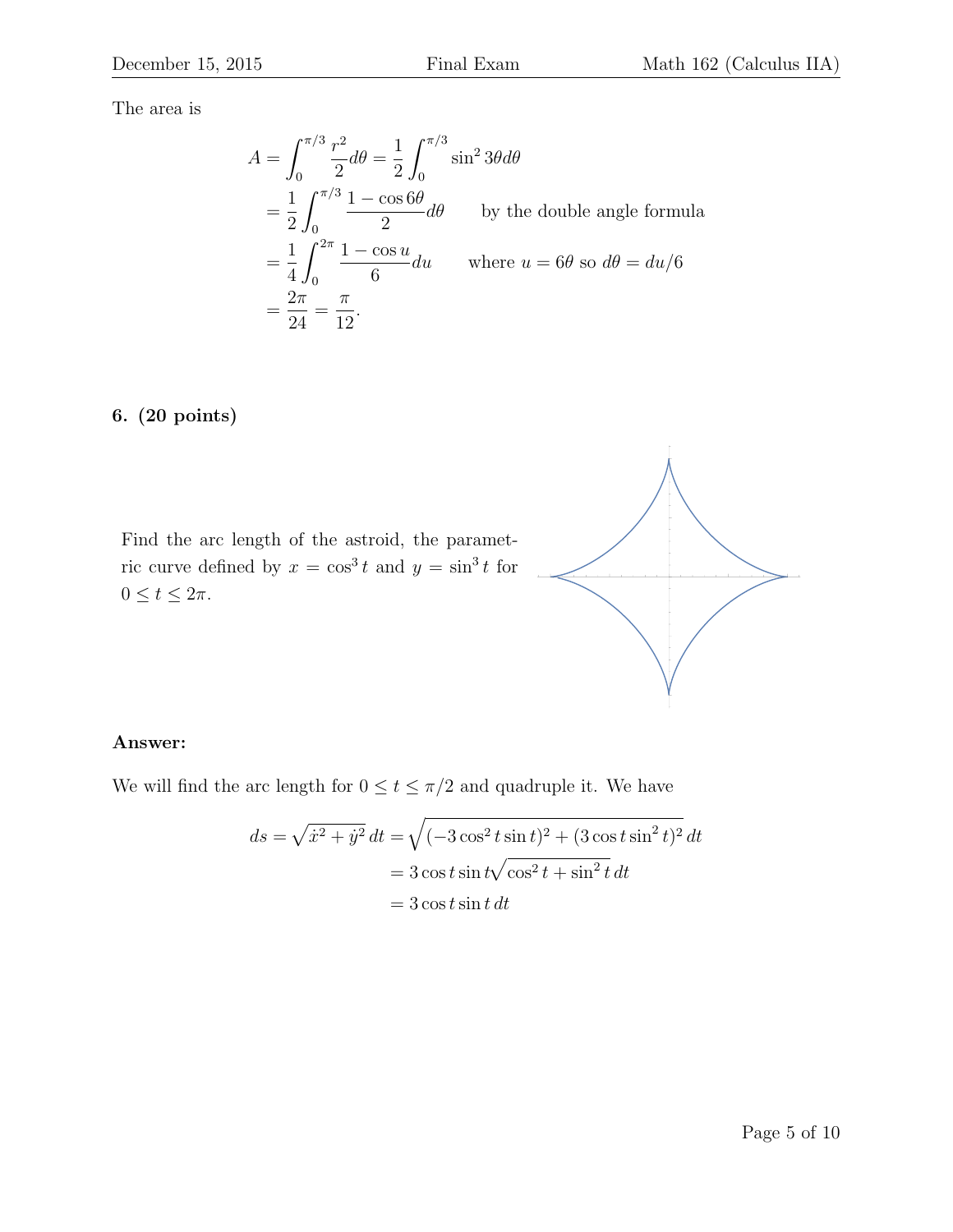The area is

$$
\begin{aligned}
A &= \int_0^{\pi/3} \frac{r^2}{2} d\theta = \frac{1}{2}\int_0^{\pi/3} \sin^2 3\theta d\theta \\
&= \frac{1}{2}\int_0^{\pi/3} \frac{1-\cos 6\theta}{2} d\theta \qquad \text{by the double angle formula} \\
&= \frac{1}{4}\int_0^{2\pi} \frac{1-\cos u}{6} du \qquad \text{where } u = 6\theta \text{ so } d\theta = du/6 \\
&= \frac{2\pi}{24} = \frac{\pi}{12}.
\end{aligned}
$$

**6. (20 points)**

Find the arc length of the astroid, the parametric curve defined by $x = \cos^3 t$ and $y = \sin^3 t$ for $0 \le t \le 2\pi$.

**Answer:**

We will find the arc length for $0 \le t \le \pi/2$ and quadruple it. We have

$$
\begin{aligned}
ds = \sqrt{\dot{x}^2 + \dot{y}^2}\, dt &= \sqrt{(-3\cos^2 t \sin t)^2 + (3\cos t \sin^2 t)^2}\, dt \\
&= 3\cos t \sin t \sqrt{\cos^2 t + \sin^2 t}\, dt \\
&= 3\cos t \sin t\, dt
\end{aligned}
$$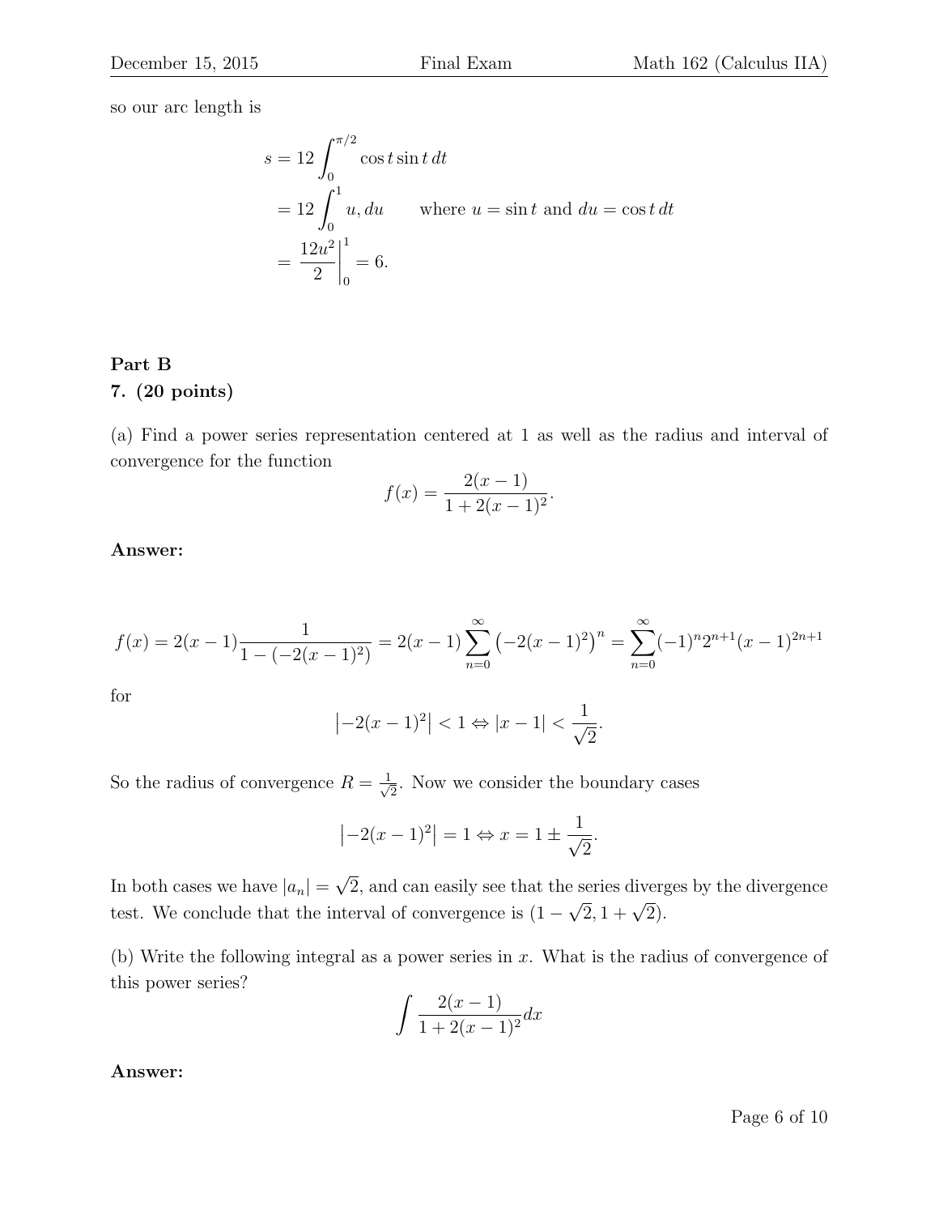so our arc length is

$$
\begin{aligned}
s &= 12 \int_0^{\pi/2} \cos t \sin t \, dt \\
&= 12 \int_0^1 u, du \qquad \text{where } u = \sin t \text{ and } du = \cos t \, dt \\
&= \left. \frac{12u^2}{2} \right|_0^1 = 6.
\end{aligned}
$$

**Part B**

**7. (20 points)**

(a) Find a power series representation centered at 1 as well as the radius and interval of convergence for the function

$$
f(x) = \frac{2(x-1)}{1+2(x-1)^2}.
$$

**Answer:**

$$
f(x) = 2(x-1)\frac{1}{1-(-2(x-1)^2)} = 2(x-1)\sum_{n=0}^{\infty}\left(-2(x-1)^2\right)^n = \sum_{n=0}^{\infty}(-1)^n 2^{n+1}(x-1)^{2n+1}
$$

for

$$
\left|-2(x-1)^2\right| < 1 \Leftrightarrow |x-1| < \frac{1}{\sqrt{2}}.
$$

So the radius of convergence $R = \frac{1}{\sqrt{2}}$. Now we consider the boundary cases

$$
\left|-2(x-1)^2\right| = 1 \Leftrightarrow x = 1 \pm \frac{1}{\sqrt{2}}.
$$

In both cases we have $|a_n| = \sqrt{2}$, and can easily see that the series diverges by the divergence test. We conclude that the interval of convergence is $(1-\sqrt{2}, 1+\sqrt{2})$.

(b) Write the following integral as a power series in $x$. What is the radius of convergence of this power series?

$$
\int \frac{2(x-1)}{1+2(x-1)^2} dx
$$

**Answer:**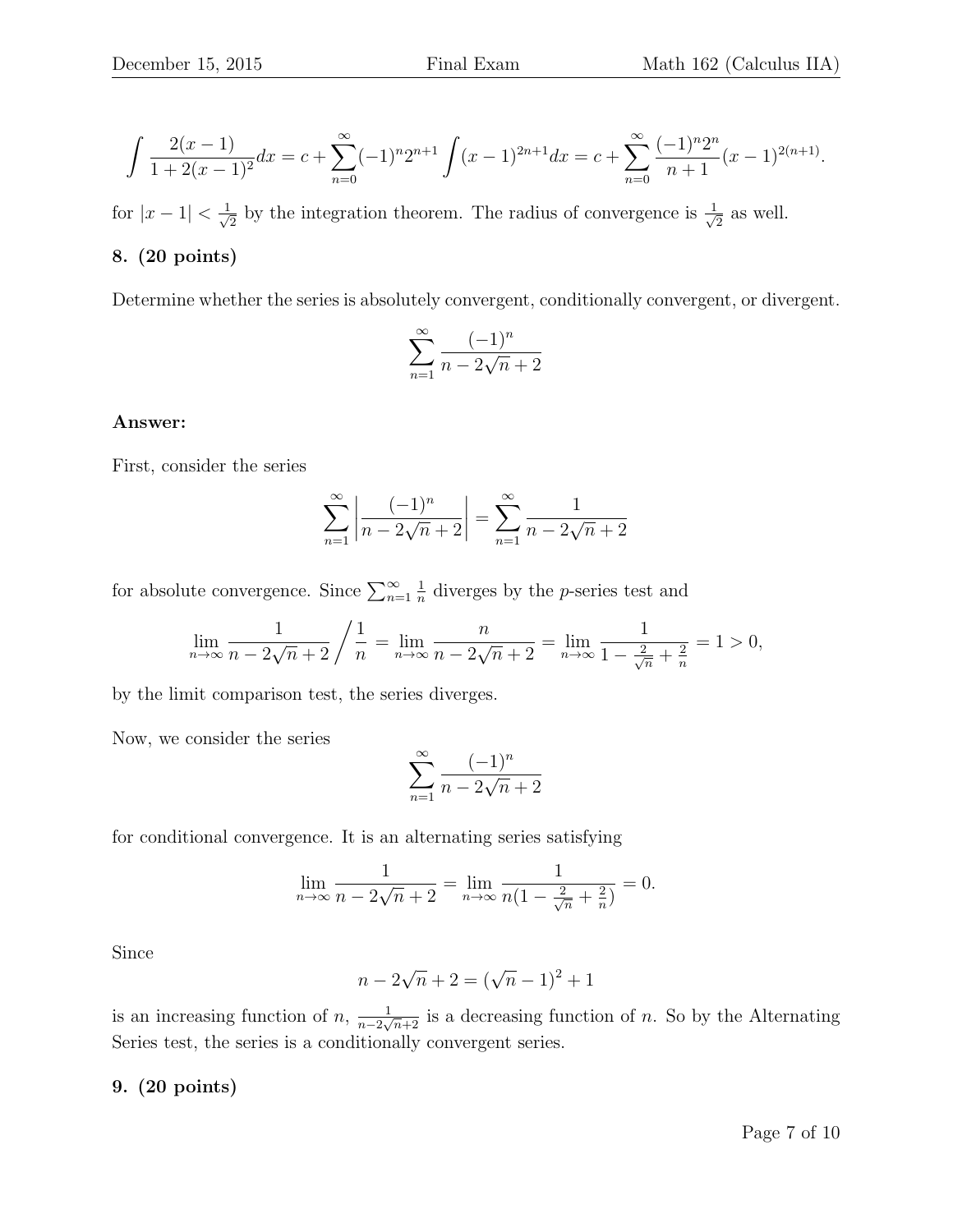$$\int \frac{2(x-1)}{1+2(x-1)^2}dx = c + \sum_{n=0}^{\infty}(-1)^n 2^{n+1}\int (x-1)^{2n+1}dx = c + \sum_{n=0}^{\infty}\frac{(-1)^n 2^n}{n+1}(x-1)^{2(n+1)}.$$

for $|x-1| < \frac{1}{\sqrt{2}}$ by the integration theorem. The radius of convergence is $\frac{1}{\sqrt{2}}$ as well.

**8. (20 points)**

Determine whether the series is absolutely convergent, conditionally convergent, or divergent.

$$\sum_{n=1}^{\infty}\frac{(-1)^n}{n-2\sqrt{n}+2}$$

**Answer:**

First, consider the series

$$\sum_{n=1}^{\infty}\left|\frac{(-1)^n}{n-2\sqrt{n}+2}\right| = \sum_{n=1}^{\infty}\frac{1}{n-2\sqrt{n}+2}$$

for absolute convergence. Since $\sum_{n=1}^{\infty}\frac{1}{n}$ diverges by the $p$-series test and

$$\lim_{n\to\infty}\frac{1}{n-2\sqrt{n}+2}\bigg/\frac{1}{n} = \lim_{n\to\infty}\frac{n}{n-2\sqrt{n}+2} = \lim_{n\to\infty}\frac{1}{1-\frac{2}{\sqrt{n}}+\frac{2}{n}} = 1 > 0,$$

by the limit comparison test, the series diverges.

Now, we consider the series

$$\sum_{n=1}^{\infty}\frac{(-1)^n}{n-2\sqrt{n}+2}$$

for conditional convergence. It is an alternating series satisfying

$$\lim_{n\to\infty}\frac{1}{n-2\sqrt{n}+2} = \lim_{n\to\infty}\frac{1}{n(1-\frac{2}{\sqrt{n}}+\frac{2}{n})} = 0.$$

Since

$$n-2\sqrt{n}+2 = (\sqrt{n}-1)^2+1$$

is an increasing function of $n$, $\frac{1}{n-2\sqrt{n}+2}$ is a decreasing function of $n$. So by the Alternating Series test, the series is a conditionally convergent series.

**9. (20 points)**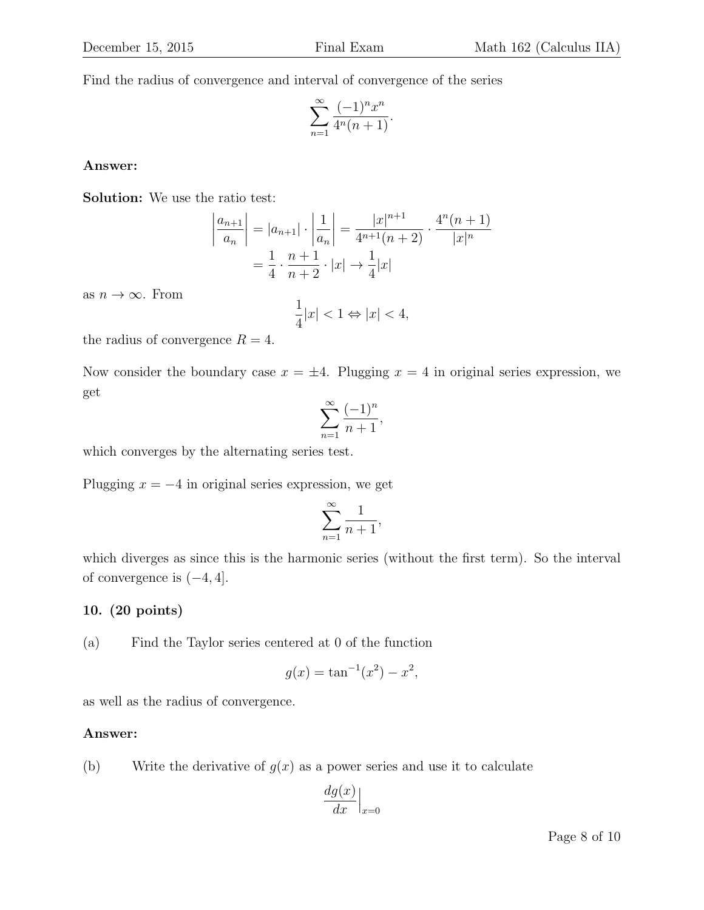Find the radius of convergence and interval of convergence of the series

$$\sum_{n=1}^{\infty} \frac{(-1)^n x^n}{4^n(n+1)}.$$

**Answer:**

**Solution:** We use the ratio test:

$$\left|\frac{a_{n+1}}{a_n}\right| = |a_{n+1}| \cdot \left|\frac{1}{a_n}\right| = \frac{|x|^{n+1}}{4^{n+1}(n+2)} \cdot \frac{4^n(n+1)}{|x|^n}$$
$$= \frac{1}{4} \cdot \frac{n+1}{n+2} \cdot |x| \to \frac{1}{4}|x|$$

as $n \to \infty$. From

$$\frac{1}{4}|x| < 1 \Leftrightarrow |x| < 4,$$

the radius of convergence $R = 4$.

Now consider the boundary case $x = \pm 4$. Plugging $x = 4$ in original series expression, we get

$$\sum_{n=1}^{\infty} \frac{(-1)^n}{n+1},$$

which converges by the alternating series test.

Plugging $x = -4$ in original series expression, we get

$$\sum_{n=1}^{\infty} \frac{1}{n+1},$$

which diverges as since this is the harmonic series (without the first term). So the interval of convergence is $(-4, 4]$.

**10. (20 points)**

(a) Find the Taylor series centered at 0 of the function

$$g(x) = \tan^{-1}(x^2) - x^2,$$

as well as the radius of convergence.

**Answer:**

(b) Write the derivative of $g(x)$ as a power series and use it to calculate

$$\frac{dg(x)}{dx}\Big|_{x=0}$$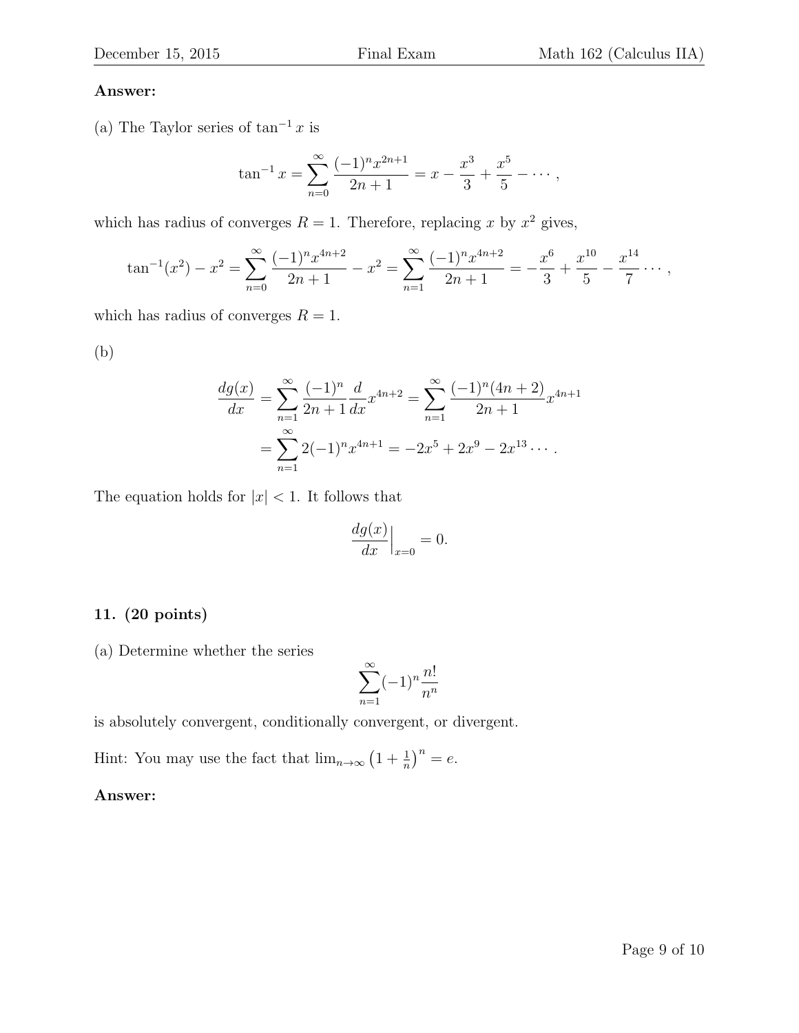**Answer:**

(a) The Taylor series of $\tan^{-1} x$ is

$$\tan^{-1} x = \sum_{n=0}^{\infty} \frac{(-1)^n x^{2n+1}}{2n+1} = x - \frac{x^3}{3} + \frac{x^5}{5} - \cdots ,$$

which has radius of converges $R = 1$. Therefore, replacing $x$ by $x^2$ gives,

$$\tan^{-1}(x^2) - x^2 = \sum_{n=0}^{\infty} \frac{(-1)^n x^{4n+2}}{2n+1} - x^2 = \sum_{n=1}^{\infty} \frac{(-1)^n x^{4n+2}}{2n+1} = -\frac{x^6}{3} + \frac{x^{10}}{5} - \frac{x^{14}}{7} \cdots ,$$

which has radius of converges $R = 1$.

(b)

$$\begin{aligned}
\frac{dg(x)}{dx} &= \sum_{n=1}^{\infty} \frac{(-1)^n}{2n+1} \frac{d}{dx} x^{4n+2} = \sum_{n=1}^{\infty} \frac{(-1)^n (4n+2)}{2n+1} x^{4n+1} \\
&= \sum_{n=1}^{\infty} 2(-1)^n x^{4n+1} = -2x^5 + 2x^9 - 2x^{13} \cdots .
\end{aligned}$$

The equation holds for $|x| < 1$. It follows that

$$\frac{dg(x)}{dx}\Big|_{x=0} = 0.$$

**11. (20 points)**

(a) Determine whether the series

$$\sum_{n=1}^{\infty} (-1)^n \frac{n!}{n^n}$$

is absolutely convergent, conditionally convergent, or divergent.

Hint: You may use the fact that $\lim_{n\to\infty} \left(1 + \frac{1}{n}\right)^n = e$.

**Answer:**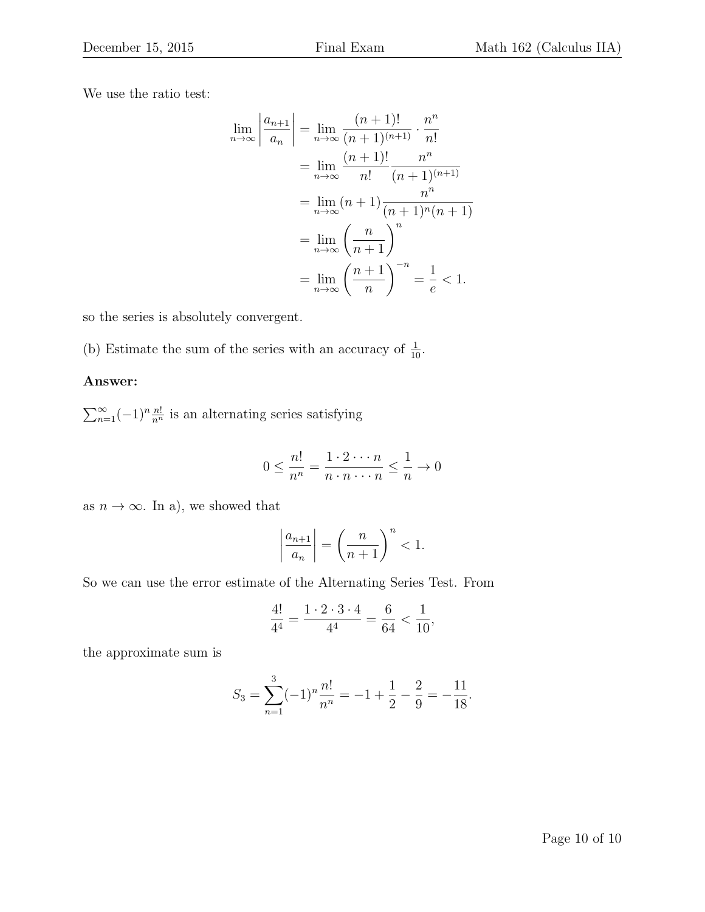We use the ratio test:

$$
\begin{aligned}
\lim_{n\to\infty}\left|\frac{a_{n+1}}{a_n}\right| &= \lim_{n\to\infty}\frac{(n+1)!}{(n+1)^{(n+1)}}\cdot\frac{n^n}{n!} \\
&= \lim_{n\to\infty}\frac{(n+1)!}{n!}\frac{n^n}{(n+1)^{(n+1)}} \\
&= \lim_{n\to\infty}(n+1)\frac{n^n}{(n+1)^n(n+1)} \\
&= \lim_{n\to\infty}\left(\frac{n}{n+1}\right)^n \\
&= \lim_{n\to\infty}\left(\frac{n+1}{n}\right)^{-n} = \frac{1}{e} < 1.
\end{aligned}
$$

so the series is absolutely convergent.

(b) Estimate the sum of the series with an accuracy of $\frac{1}{10}$.

**Answer:**

$\sum_{n=1}^{\infty}(-1)^n\frac{n!}{n^n}$ is an alternating series satisfying

$$
0 \leq \frac{n!}{n^n} = \frac{1\cdot 2\cdots n}{n\cdot n\cdots n} \leq \frac{1}{n} \to 0
$$

as $n\to\infty$. In a), we showed that

$$
\left|\frac{a_{n+1}}{a_n}\right| = \left(\frac{n}{n+1}\right)^n < 1.
$$

So we can use the error estimate of the Alternating Series Test. From

$$
\frac{4!}{4^4} = \frac{1\cdot 2\cdot 3\cdot 4}{4^4} = \frac{6}{64} < \frac{1}{10},
$$

the approximate sum is

$$
S_3 = \sum_{n=1}^{3}(-1)^n\frac{n!}{n^n} = -1 + \frac{1}{2} - \frac{2}{9} = -\frac{11}{18}.
$$